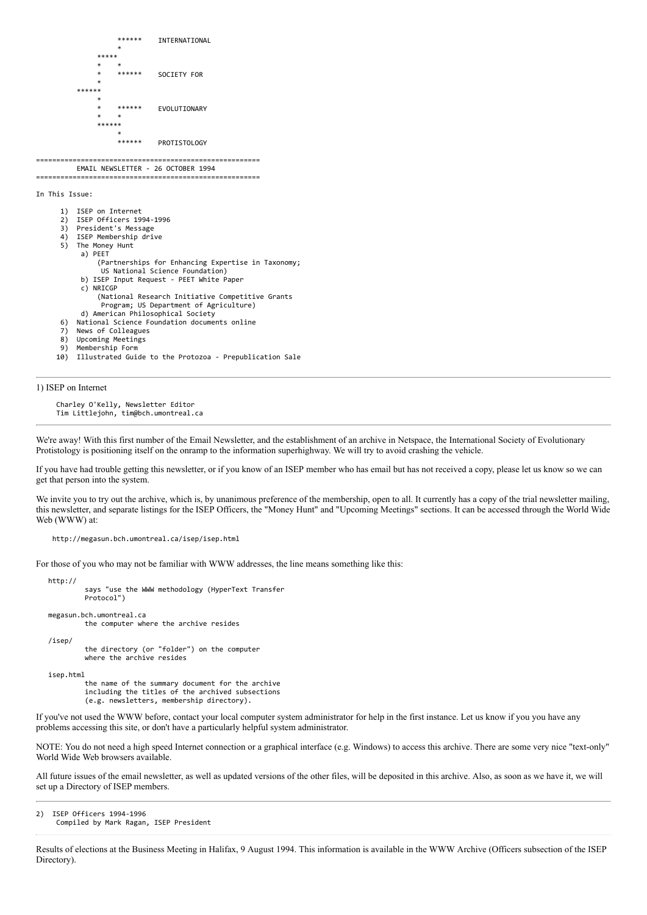```
                    ******    INTERNATIONAL
                    *
              *****
              *    *
              *    ******    SOCIETY FOR
              *
         ******
              *
              *    ******    EVOLUTIONARY
              *    *
              ******
                   *
                   ******    PROTISTOLOGY
```

```
========================================================
          EMAIL NEWSLETTER - 26 OCTOBER 1994
========================================================
```

In This Issue:

```
     1)  ISEP on Internet
     2)  ISEP Officers 1994-1996
     3)  President's Message
     4)  ISEP Membership drive
     5)  The Money Hunt
          a) PEET
              (Partnerships for Enhancing Expertise in Taxonomy;
               US National Science Foundation)
          b) ISEP Input Request - PEET White Paper
          c) NRICGP
              (National Research Initiative Competitive Grants
               Program; US Department of Agriculture)
          d) American Philosophical Society
     6)  National Science Foundation documents online
     7)  News of Colleagues
     8)  Upcoming Meetings
     9)  Membership Form
    10)  Illustrated Guide to the Protozoa - Prepublication Sale
```

---

## 1) ISEP on Internet

```
     Charley O'Kelly, Newsletter Editor
     Tim Littlejohn, tim@bch.umontreal.ca
```

---

We're away! With this first number of the Email Newsletter, and the establishment of an archive in Netspace, the International Society of Evolutionary Protistology is positioning itself on the onramp to the information superhighway. We will try to avoid crashing the vehicle.

If you have had trouble getting this newsletter, or if you know of an ISEP member who has email but has not received a copy, please let us know so we can get that person into the system.

We invite you to try out the archive, which is, by unanimous preference of the membership, open to all. It currently has a copy of the trial newsletter mailing, this newsletter, and separate listings for the ISEP Officers, the "Money Hunt" and "Upcoming Meetings" sections. It can be accessed through the World Wide Web (WWW) at:

```
   http://megasun.bch.umontreal.ca/isep/isep.html
```

For those of you who may not be familiar with WWW addresses, the line means something like this:

```
  http://
           says "use the WWW methodology (HyperText Transfer
           Protocol")

  megasun.bch.umontreal.ca
           the computer where the archive resides

  /isep/
           the directory (or "folder") on the computer
           where the archive resides

  isep.html
           the name of the summary document for the archive
           including the titles of the archived subsections
           (e.g. newsletters, membership directory).
```

If you've not used the WWW before, contact your local computer system administrator for help in the first instance. Let us know if you you have any problems accessing this site, or don't have a particularly helpful system administrator.

NOTE: You do not need a high speed Internet connection or a graphical interface (e.g. Windows) to access this archive. There are some very nice "text-only" World Wide Web browsers available.

All future issues of the email newsletter, as well as updated versions of the other files, will be deposited in this archive. Also, as soon as we have it, we will set up a Directory of ISEP members.

---

## 2) ISEP Officers 1994-1996

```
     Compiled by Mark Ragan, ISEP President
```

---

Results of elections at the Business Meeting in Halifax, 9 August 1994. This information is available in the WWW Archive (Officers subsection of the ISEP Directory).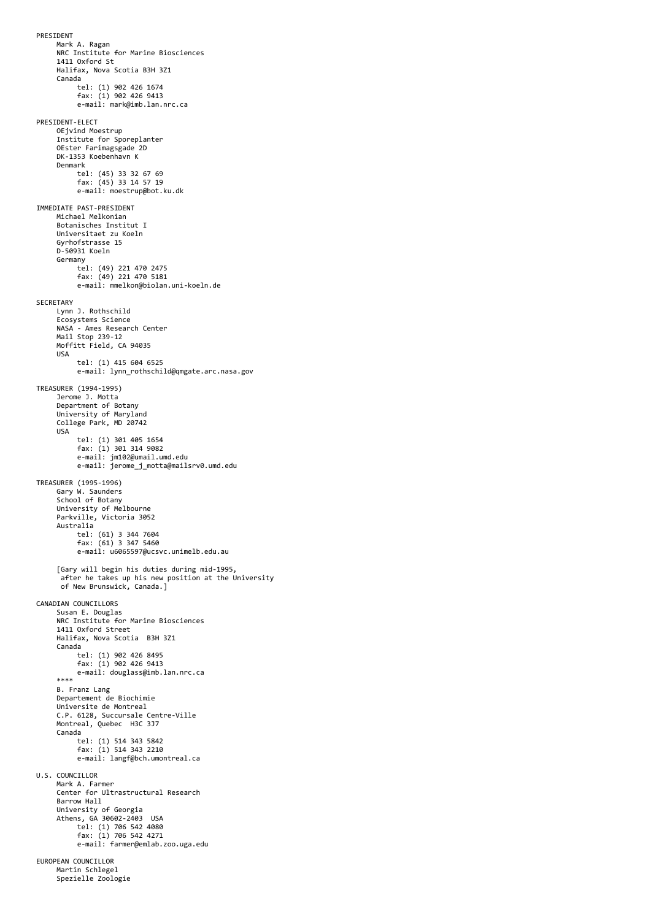PRESIDENT

Mark A. Ragan
NRC Institute for Marine Biosciences
1411 Oxford St
Halifax, Nova Scotia B3H 3Z1
Canada
tel: (1) 902 426 1674
fax: (1) 902 426 9413
e-mail: mark@imb.lan.nrc.ca

PRESIDENT-ELECT

OEjvind Moestrup
Institute for Sporeplanter
OEster Farimagsgade 2D
DK-1353 Koebenhavn K
Denmark
tel: (45) 33 32 67 69
fax: (45) 33 14 57 19
e-mail: moestrup@bot.ku.dk

IMMEDIATE PAST-PRESIDENT

Michael Melkonian
Botanisches Institut I
Universitaet zu Koeln
Gyrhofstrasse 15
D-50931 Koeln
Germany
tel: (49) 221 470 2475
fax: (49) 221 470 5181
e-mail: mmelkon@biolan.uni-koeln.de

SECRETARY

Lynn J. Rothschild
Ecosystems Science
NASA - Ames Research Center
Mail Stop 239-12
Moffitt Field, CA 94035
USA
tel: (1) 415 604 6525
e-mail: lynn_rothschild@qmgate.arc.nasa.gov

TREASURER (1994-1995)

Jerome J. Motta
Department of Botany
University of Maryland
College Park, MD 20742
USA
tel: (1) 301 405 1654
fax: (1) 301 314 9082
e-mail: jm102@umail.umd.edu
e-mail: jerome_j_motta@mailsrv0.umd.edu

TREASURER (1995-1996)

Gary W. Saunders
School of Botany
University of Melbourne
Parkville, Victoria 3052
Australia
tel: (61) 3 344 7604
fax: (61) 3 347 5460
e-mail: u6065597@ucsvc.unimelb.edu.au

[Gary will begin his duties during mid-1995,
after he takes up his new position at the University
of New Brunswick, Canada.]

CANADIAN COUNCILLORS

Susan E. Douglas
NRC Institute for Marine Biosciences
1411 Oxford Street
Halifax, Nova Scotia B3H 3Z1
Canada
tel: (1) 902 426 8495
fax: (1) 902 426 9413
e-mail: douglass@imb.lan.nrc.ca

****

B. Franz Lang
Departement de Biochimie
Universite de Montreal
C.P. 6128, Succursale Centre-Ville
Montreal, Quebec H3C 3J7
Canada
tel: (1) 514 343 5842
fax: (1) 514 343 2210
e-mail: langf@bch.umontreal.ca

U.S. COUNCILLOR

Mark A. Farmer
Center for Ultrastructural Research
Barrow Hall
University of Georgia
Athens, GA 30602-2403 USA
tel: (1) 706 542 4080
fax: (1) 706 542 4271
e-mail: farmer@emlab.zoo.uga.edu

EUROPEAN COUNCILLOR

Martin Schlegel
Spezielle Zoologie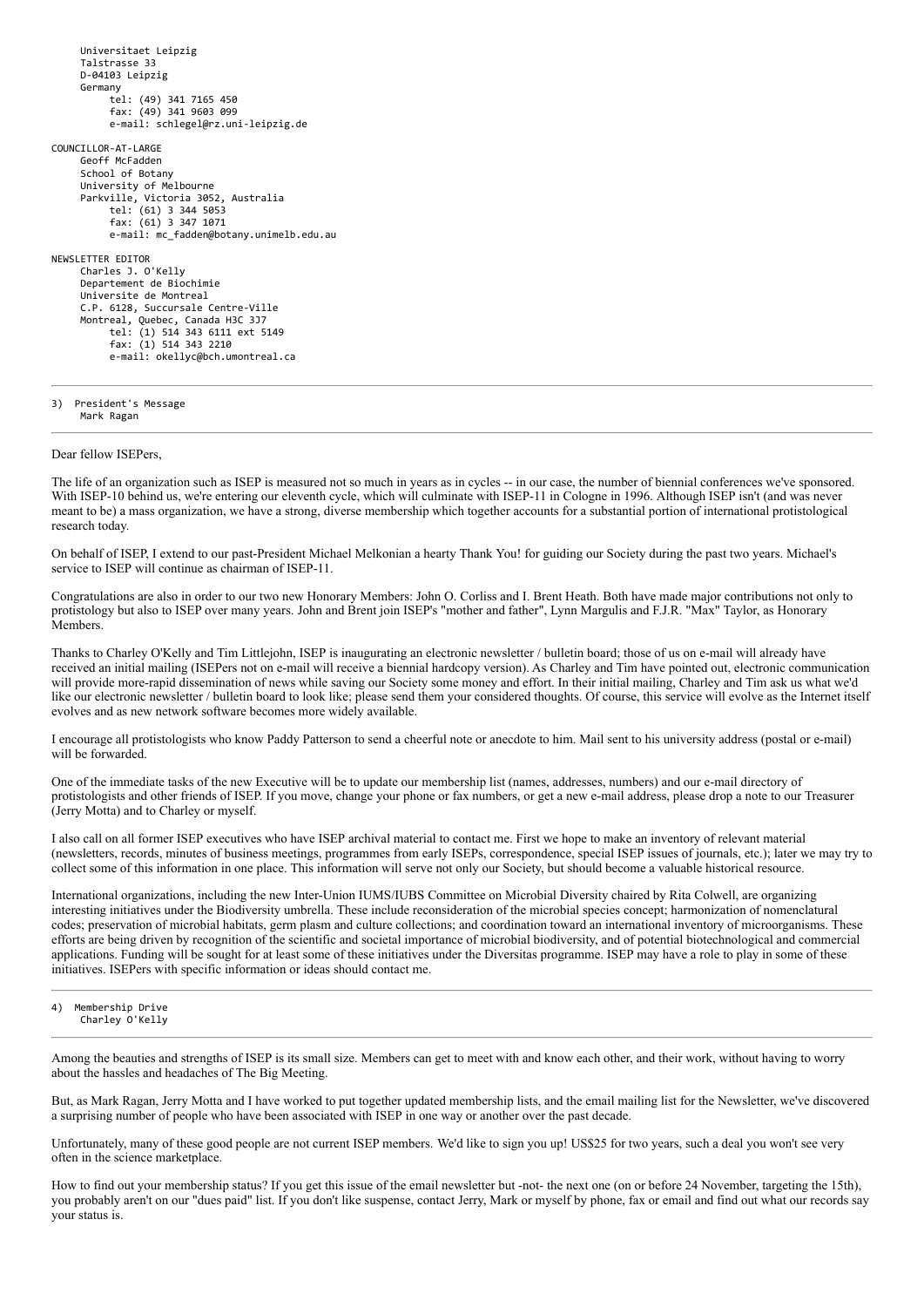```
     Universitaet Leipzig
     Talstrasse 33
     D-04103 Leipzig
     Germany
          tel: (49) 341 7165 450
          fax: (49) 341 9603 099
          e-mail: schlegel@rz.uni-leipzig.de

COUNCILLOR-AT-LARGE
     Geoff McFadden
     School of Botany
     University of Melbourne
     Parkville, Victoria 3052, Australia
          tel: (61) 3 344 5053
          fax: (61) 3 347 1071
          e-mail: mc_fadden@botany.unimelb.edu.au

NEWSLETTER EDITOR
     Charles J. O'Kelly
     Departement de Biochimie
     Universite de Montreal
     C.P. 6128, Succursale Centre-Ville
     Montreal, Quebec, Canada H3C 3J7
          tel: (1) 514 343 6111 ext 5149
          fax: (1) 514 343 2210
          e-mail: okellyc@bch.umontreal.ca
```

---

```
3)  President's Message
     Mark Ragan
```

---

Dear fellow ISEPers,

The life of an organization such as ISEP is measured not so much in years as in cycles -- in our case, the number of biennial conferences we've sponsored. With ISEP-10 behind us, we're entering our eleventh cycle, which will culminate with ISEP-11 in Cologne in 1996. Although ISEP isn't (and was never meant to be) a mass organization, we have a strong, diverse membership which together accounts for a substantial portion of international protistological research today.

On behalf of ISEP, I extend to our past-President Michael Melkonian a hearty Thank You! for guiding our Society during the past two years. Michael's service to ISEP will continue as chairman of ISEP-11.

Congratulations are also in order to our two new Honorary Members: John O. Corliss and I. Brent Heath. Both have made major contributions not only to protistology but also to ISEP over many years. John and Brent join ISEP's "mother and father", Lynn Margulis and F.J.R. "Max" Taylor, as Honorary Members.

Thanks to Charley O'Kelly and Tim Littlejohn, ISEP is inaugurating an electronic newsletter / bulletin board; those of us on e-mail will already have received an initial mailing (ISEPers not on e-mail will receive a biennial hardcopy version). As Charley and Tim have pointed out, electronic communication will provide more-rapid dissemination of news while saving our Society some money and effort. In their initial mailing, Charley and Tim ask us what we'd like our electronic newsletter / bulletin board to look like; please send them your considered thoughts. Of course, this service will evolve as the Internet itself evolves and as new network software becomes more widely available.

I encourage all protistologists who know Paddy Patterson to send a cheerful note or anecdote to him. Mail sent to his university address (postal or e-mail) will be forwarded.

One of the immediate tasks of the new Executive will be to update our membership list (names, addresses, numbers) and our e-mail directory of protistologists and other friends of ISEP. If you move, change your phone or fax numbers, or get a new e-mail address, please drop a note to our Treasurer (Jerry Motta) and to Charley or myself.

I also call on all former ISEP executives who have ISEP archival material to contact me. First we hope to make an inventory of relevant material (newsletters, records, minutes of business meetings, programmes from early ISEPs, correspondence, special ISEP issues of journals, etc.); later we may try to collect some of this information in one place. This information will serve not only our Society, but should become a valuable historical resource.

International organizations, including the new Inter-Union IUMS/IUBS Committee on Microbial Diversity chaired by Rita Colwell, are organizing interesting initiatives under the Biodiversity umbrella. These include reconsideration of the microbial species concept; harmonization of nomenclatural codes; preservation of microbial habitats, germ plasm and culture collections; and coordination toward an international inventory of microorganisms. These efforts are being driven by recognition of the scientific and societal importance of microbial biodiversity, and of potential biotechnological and commercial applications. Funding will be sought for at least some of these initiatives under the Diversitas programme. ISEP may have a role to play in some of these initiatives. ISEPers with specific information or ideas should contact me.

---

```
4)  Membership Drive
     Charley O'Kelly
```

---

Among the beauties and strengths of ISEP is its small size. Members can get to meet with and know each other, and their work, without having to worry about the hassles and headaches of The Big Meeting.

But, as Mark Ragan, Jerry Motta and I have worked to put together updated membership lists, and the email mailing list for the Newsletter, we've discovered a surprising number of people who have been associated with ISEP in one way or another over the past decade.

Unfortunately, many of these good people are not current ISEP members. We'd like to sign you up! US$25 for two years, such a deal you won't see very often in the science marketplace.

How to find out your membership status? If you get this issue of the email newsletter but -not- the next one (on or before 24 November, targeting the 15th), you probably aren't on our "dues paid" list. If you don't like suspense, contact Jerry, Mark or myself by phone, fax or email and find out what our records say your status is.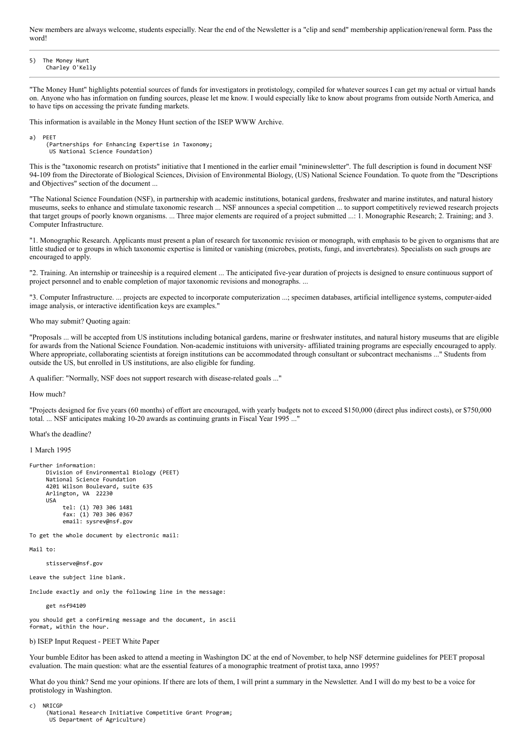New members are always welcome, students especially. Near the end of the Newsletter is a "clip and send" membership application/renewal form. Pass the word!

---

```
5)  The Money Hunt
     Charley O'Kelly
```

---

"The Money Hunt" highlights potential sources of funds for investigators in protistology, compiled for whatever sources I can get my actual or virtual hands on. Anyone who has information on funding sources, please let me know. I would especially like to know about programs from outside North America, and to have tips on accessing the private funding markets.

This information is available in the Money Hunt section of the ISEP WWW Archive.

```
a)  PEET
     (Partnerships for Enhancing Expertise in Taxonomy;
      US National Science Foundation)
```

This is the "taxonomic research on protists" initiative that I mentioned in the earlier email "mininewsletter". The full description is found in document NSF 94-109 from the Directorate of Biological Sciences, Division of Environmental Biology, (US) National Science Foundation. To quote from the "Descriptions and Objectives" section of the document ...

"The National Science Foundation (NSF), in partnership with academic institutions, botanical gardens, freshwater and marine institutes, and natural history museums, seeks to enhance and stimulate taxonomic research ... NSF announces a special competition ... to support competitively reviewed research projects that target groups of poorly known organisms. ... Three major elements are required of a project submitted ...: 1. Monographic Research; 2. Training; and 3. Computer Infrastructure.

"1. Monographic Research. Applicants must present a plan of research for taxonomic revision or monograph, with emphasis to be given to organisms that are little studied or to groups in which taxonomic expertise is limited or vanishing (microbes, protists, fungi, and invertebrates). Specialists on such groups are encouraged to apply.

"2. Training. An internship or traineeship is a required element ... The anticipated five-year duration of projects is designed to ensure continuous support of project personnel and to enable completion of major taxonomic revisions and monographs. ...

"3. Computer Infrastructure. ... projects are expected to incorporate computerization ...; specimen databases, artificial intelligence systems, computer-aided image analysis, or interactive identification keys are examples."

Who may submit? Quoting again:

"Proposals ... will be accepted from US institutions including botanical gardens, marine or freshwater institutes, and natural history museums that are eligible for awards from the National Science Foundation. Non-academic instituions with university- affiliated training programs are especially encouraged to apply. Where appropriate, collaborating scientists at foreign institutions can be accommodated through consultant or subcontract mechanisms ..." Students from outside the US, but enrolled in US institutions, are also eligible for funding.

A qualifier: "Normally, NSF does not support research with disease-related goals ..."

How much?

"Projects designed for five years (60 months) of effort are encouraged, with yearly budgets not to exceed $150,000 (direct plus indirect costs), or $750,000 total. ... NSF anticipates making 10-20 awards as continuing grants in Fiscal Year 1995 ..."

What's the deadline?

1 March 1995

```
Further information:
     Division of Environmental Biology (PEET)
     National Science Foundation
     4201 Wilson Boulevard, suite 635
     Arlington, VA  22230
     USA
          tel: (1) 703 306 1481
          fax: (1) 703 306 0367
          email: sysrev@nsf.gov

To get the whole document by electronic mail:

Mail to:

     stisserve@nsf.gov

Leave the subject line blank.

Include exactly and only the following line in the message:

     get nsf94109

you should get a confirming message and the document, in ascii
format, within the hour.
```

b) ISEP Input Request - PEET White Paper

Your bumble Editor has been asked to attend a meeting in Washington DC at the end of November, to help NSF determine guidelines for PEET proposal evaluation. The main question: what are the essential features of a monographic treatment of protist taxa, anno 1995?

What do you think? Send me your opinions. If there are lots of them, I will print a summary in the Newsletter. And I will do my best to be a voice for protistology in Washington.

```
c)  NRICGP
     (National Research Initiative Competitive Grant Program;
      US Department of Agriculture)
```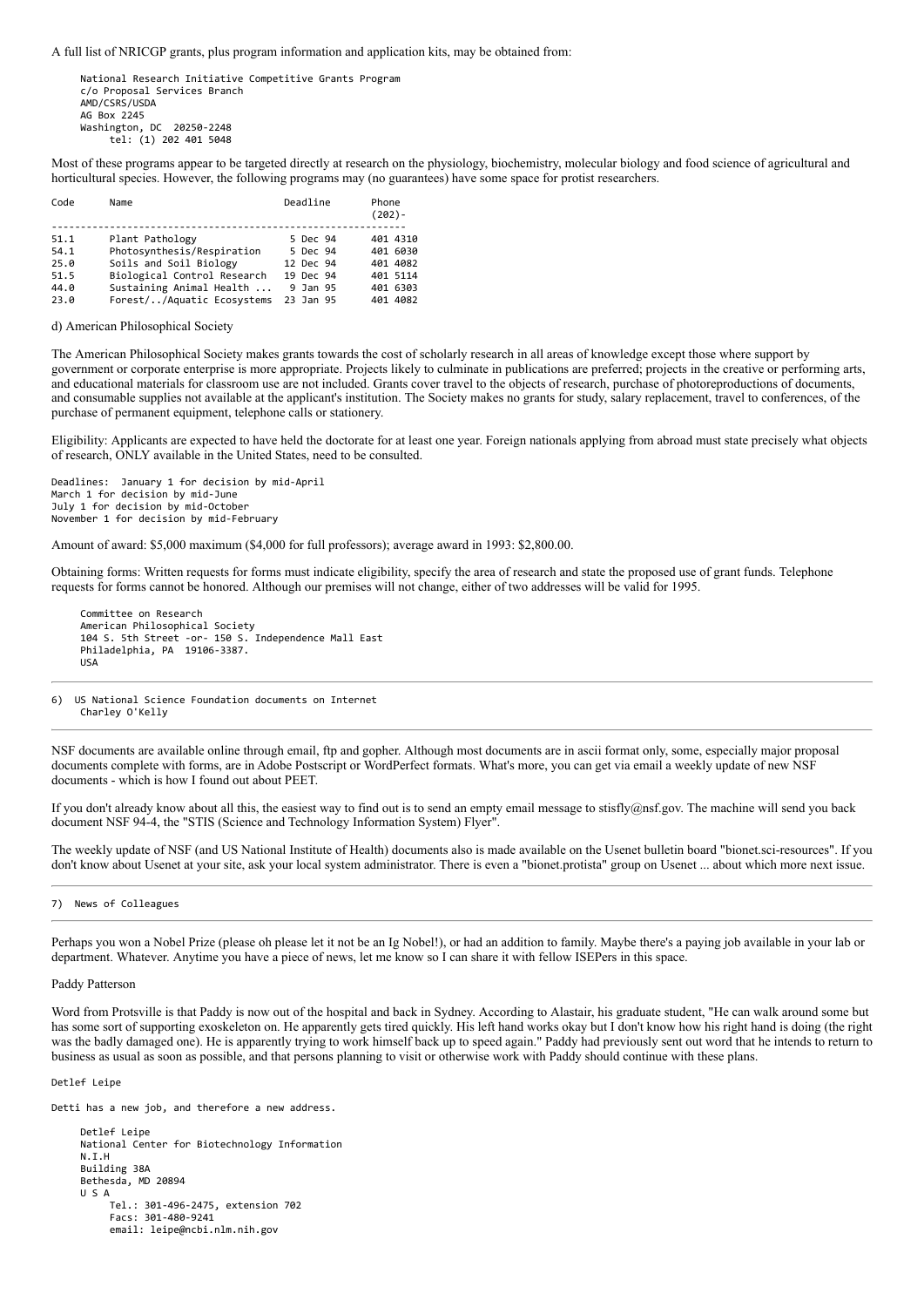A full list of NRICGP grants, plus program information and application kits, may be obtained from:

```
National Research Initiative Competitive Grants Program
c/o Proposal Services Branch
AMD/CSRS/USDA
AG Box 2245
Washington, DC  20250-2248
     tel: (1) 202 401 5048
```

Most of these programs appear to be targeted directly at research on the physiology, biochemistry, molecular biology and food science of agricultural and horticultural species. However, the following programs may (no guarantees) have some space for protist researchers.

| Code | Name | Deadline | Phone (202)- |
|---|---|---|---|
| 51.1 | Plant Pathology | 5 Dec 94 | 401 4310 |
| 54.1 | Photosynthesis/Respiration | 5 Dec 94 | 401 6030 |
| 25.0 | Soils and Soil Biology | 12 Dec 94 | 401 4082 |
| 51.5 | Biological Control Research | 19 Dec 94 | 401 5114 |
| 44.0 | Sustaining Animal Health ... | 9 Jan 95 | 401 6303 |
| 23.0 | Forest/../Aquatic Ecosystems | 23 Jan 95 | 401 4082 |

d) American Philosophical Society

The American Philosophical Society makes grants towards the cost of scholarly research in all areas of knowledge except those where support by government or corporate enterprise is more appropriate. Projects likely to culminate in publications are preferred; projects in the creative or performing arts, and educational materials for classroom use are not included. Grants cover travel to the objects of research, purchase of photoreproductions of documents, and consumable supplies not available at the applicant's institution. The Society makes no grants for study, salary replacement, travel to conferences, of the purchase of permanent equipment, telephone calls or stationery.

Eligibility: Applicants are expected to have held the doctorate for at least one year. Foreign nationals applying from abroad must state precisely what objects of research, ONLY available in the United States, need to be consulted.

```
Deadlines:  January 1 for decision by mid-April
March 1 for decision by mid-June
July 1 for decision by mid-October
November 1 for decision by mid-February
```

Amount of award: $5,000 maximum ($4,000 for full professors); average award in 1993: $2,800.00.

Obtaining forms: Written requests for forms must indicate eligibility, specify the area of research and state the proposed use of grant funds. Telephone requests for forms cannot be honored. Although our premises will not change, either of two addresses will be valid for 1995.

```
Committee on Research
American Philosophical Society
104 S. 5th Street -or- 150 S. Independence Mall East
Philadelphia, PA  19106-3387.
USA
```

---

## 6) US National Science Foundation documents on Internet

Charley O'Kelly

---

NSF documents are available online through email, ftp and gopher. Although most documents are in ascii format only, some, especially major proposal documents complete with forms, are in Adobe Postscript or WordPerfect formats. What's more, you can get via email a weekly update of new NSF documents - which is how I found out about PEET.

If you don't already know about all this, the easiest way to find out is to send an empty email message to stisfly@nsf.gov. The machine will send you back document NSF 94-4, the "STIS (Science and Technology Information System) Flyer".

The weekly update of NSF (and US National Institute of Health) documents also is made available on the Usenet bulletin board "bionet.sci-resources". If you don't know about Usenet at your site, ask your local system administrator. There is even a "bionet.protista" group on Usenet ... about which more next issue.

---

## 7) News of Colleagues

---

Perhaps you won a Nobel Prize (please oh please let it not be an Ig Nobel!), or had an addition to family. Maybe there's a paying job available in your lab or department. Whatever. Anytime you have a piece of news, let me know so I can share it with fellow ISEPers in this space.

Paddy Patterson

Word from Protsville is that Paddy is now out of the hospital and back in Sydney. According to Alastair, his graduate student, "He can walk around some but has some sort of supporting exoskeleton on. He apparently gets tired quickly. His left hand works okay but I don't know how his right hand is doing (the right was the badly damaged one). He is apparently trying to work himself back up to speed again." Paddy had previously sent out word that he intends to return to business as usual as soon as possible, and that persons planning to visit or otherwise work with Paddy should continue with these plans.

Detlef Leipe

Detti has a new job, and therefore a new address.

```
Detlef Leipe
National Center for Biotechnology Information
N.I.H
Building 38A
Bethesda, MD 20894
U S A
     Tel.: 301-496-2475, extension 702
     Facs: 301-480-9241
     email: leipe@ncbi.nlm.nih.gov
```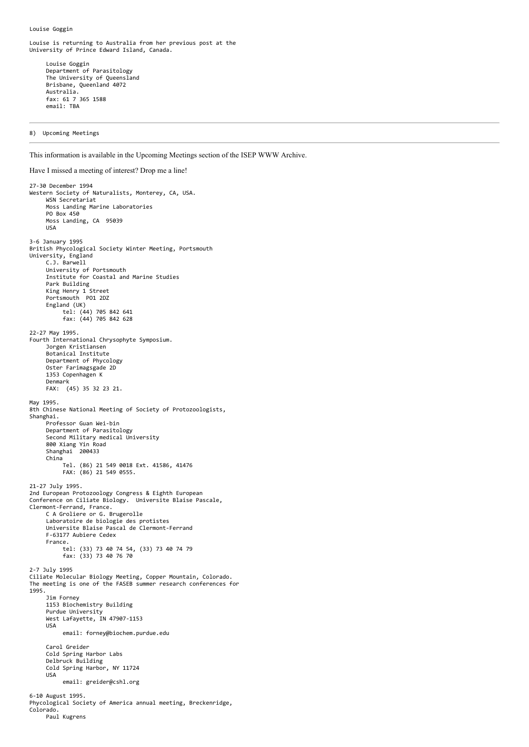Louise Goggin

Louise is returning to Australia from her previous post at the University of Prince Edward Island, Canada.

```
     Louise Goggin
     Department of Parasitology
     The University of Queensland
     Brisbane, Queenland 4072
     Australia.
     fax: 61 7 365 1588
     email: TBA
```

---

## 8) Upcoming Meetings

---

This information is available in the Upcoming Meetings section of the ISEP WWW Archive.

Have I missed a meeting of interest? Drop me a line!

```
27-30 December 1994
Western Society of Naturalists, Monterey, CA, USA.
     WSN Secretariat
     Moss Landing Marine Laboratories
     PO Box 450
     Moss Landing, CA  95039
     USA

3-6 January 1995
British Phycological Society Winter Meeting, Portsmouth
University, England
     C.J. Barwell
     University of Portsmouth
     Institute for Coastal and Marine Studies
     Park Building
     King Henry 1 Street
     Portsmouth  PO1 2DZ
     England (UK)
          tel: (44) 705 842 641
          fax: (44) 705 842 628

22-27 May 1995.
Fourth International Chrysophyte Symposium.
     Jorgen Kristiansen
     Botanical Institute
     Department of Phycology
     Oster Farimagsgade 2D
     1353 Copenhagen K
     Denmark
     FAX:  (45) 35 32 23 21.

May 1995.
8th Chinese National Meeting of Society of Protozoologists,
Shanghai.
     Professor Guan Wei-bin
     Department of Parasitology
     Second Military medical University
     800 Xiang Yin Road
     Shanghai  200433
     China
          Tel. (86) 21 549 0018 Ext. 41586, 41476
          FAX: (86) 21 549 0555.

21-27 July 1995.
2nd European Protozoology Congress & Eighth European
Conference on Ciliate Biology.  Universite Blaise Pascale,
Clermont-Ferrand, France.
     C A Groliere or G. Brugerolle
     Laboratoire de biologie des protistes
     Universite Blaise Pascal de Clermont-Ferrand
     F-63177 Aubiere Cedex
     France.
          tel: (33) 73 40 74 54, (33) 73 40 74 79
          fax: (33) 73 40 76 70

2-7 July 1995
Ciliate Molecular Biology Meeting, Copper Mountain, Colorado.
The meeting is one of the FASEB summer research conferences for
1995.
     Jim Forney
     1153 Biochemistry Building
     Purdue University
     West Lafayette, IN 47907-1153
     USA
          email: forney@biochem.purdue.edu

     Carol Greider
     Cold Spring Harbor Labs
     Delbruck Building
     Cold Spring Harbor, NY 11724
     USA
          email: greider@cshl.org

6-10 August 1995.
Phycological Society of America annual meeting, Breckenridge,
Colorado.
     Paul Kugrens
```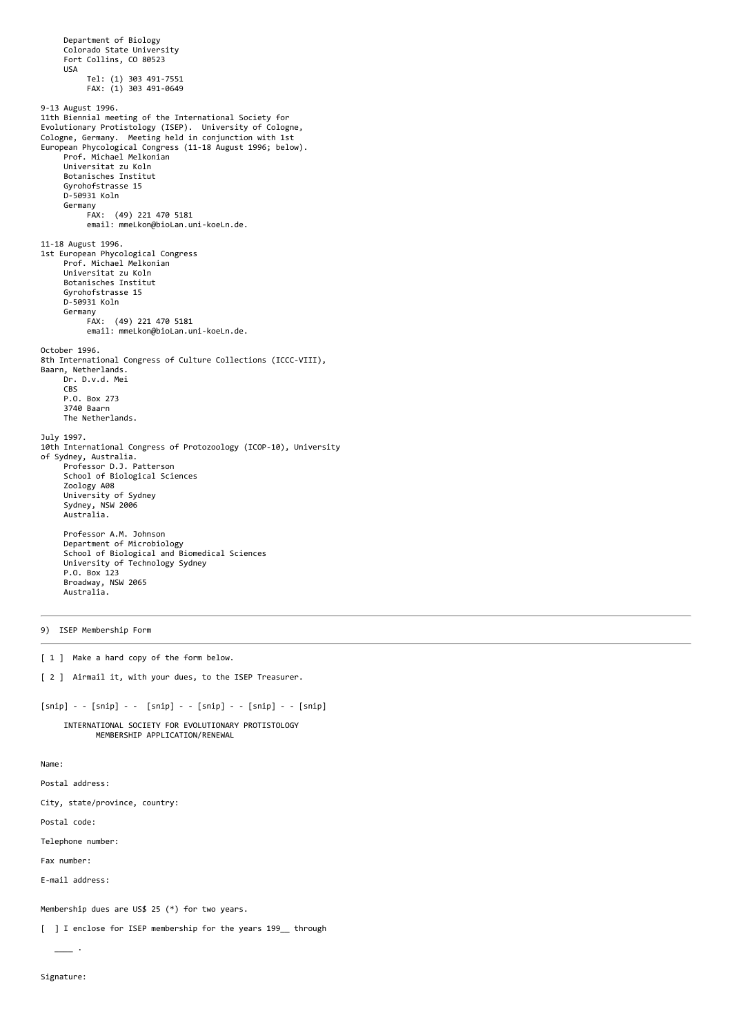Department of Biology
Colorado State University
Fort Collins, CO 80523
USA
Tel: (1) 303 491-7551
FAX: (1) 303 491-0649

9-13 August 1996.
11th Biennial meeting of the International Society for Evolutionary Protistology (ISEP). University of Cologne, Cologne, Germany. Meeting held in conjunction with 1st European Phycological Congress (11-18 August 1996; below).

Prof. Michael Melkonian
Universitat zu Koln
Botanisches Institut
Gyrohofstrasse 15
D-50931 Koln
Germany
FAX: (49) 221 470 5181
email: mmeLkon@bioLan.uni-koeLn.de.

11-18 August 1996.
1st European Phycological Congress

Prof. Michael Melkonian
Universitat zu Koln
Botanisches Institut
Gyrohofstrasse 15
D-50931 Koln
Germany
FAX: (49) 221 470 5181
email: mmeLkon@bioLan.uni-koeLn.de.

October 1996.
8th International Congress of Culture Collections (ICCC-VIII), Baarn, Netherlands.

Dr. D.v.d. Mei
CBS
P.O. Box 273
3740 Baarn
The Netherlands.

July 1997.
10th International Congress of Protozoology (ICOP-10), University of Sydney, Australia.

Professor D.J. Patterson
School of Biological Sciences
Zoology A08
University of Sydney
Sydney, NSW 2006
Australia.

Professor A.M. Johnson
Department of Microbiology
School of Biological and Biomedical Sciences
University of Technology Sydney
P.O. Box 123
Broadway, NSW 2065
Australia.

---

9) ISEP Membership Form

---

[ 1 ] Make a hard copy of the form below.

[ 2 ] Airmail it, with your dues, to the ISEP Treasurer.

[snip] - - [snip] - - [snip] - - [snip] - - [snip] - - [snip]

INTERNATIONAL SOCIETY FOR EVOLUTIONARY PROTISTOLOGY
MEMBERSHIP APPLICATION/RENEWAL

Name:

Postal address:

City, state/province, country:

Postal code:

Telephone number:

Fax number:

E-mail address:

Membership dues are US$ 25 (*) for two years.

[ ] I enclose for ISEP membership for the years 199__ through ____ .

Signature: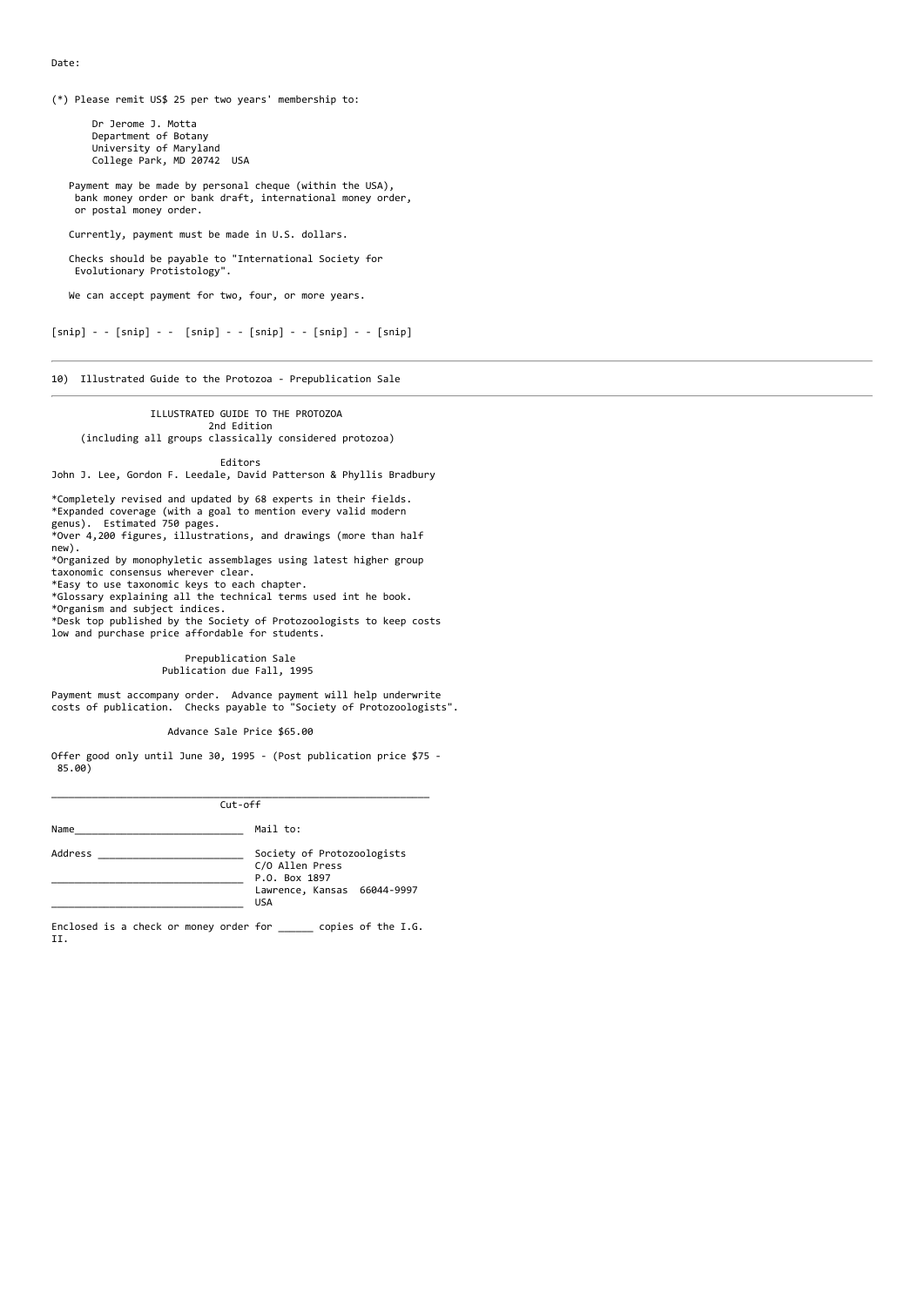Date:

(*) Please remit US$ 25 per two years' membership to:

Dr Jerome J. Motta
Department of Botany
University of Maryland
College Park, MD 20742 USA

Payment may be made by personal cheque (within the USA), bank money order or bank draft, international money order, or postal money order.

Currently, payment must be made in U.S. dollars.

Checks should be payable to "International Society for Evolutionary Protistology".

We can accept payment for two, four, or more years.

[snip] - - [snip] - - [snip] - - [snip] - - [snip] - - [snip]

---

10) Illustrated Guide to the Protozoa - Prepublication Sale

---

ILLUSTRATED GUIDE TO THE PROTOZOA
2nd Edition
(including all groups classically considered protozoa)

Editors
John J. Lee, Gordon F. Leedale, David Patterson & Phyllis Bradbury

*Completely revised and updated by 68 experts in their fields.
*Expanded coverage (with a goal to mention every valid modern genus). Estimated 750 pages.
*Over 4,200 figures, illustrations, and drawings (more than half new).
*Organized by monophyletic assemblages using latest higher group taxonomic consensus wherever clear.
*Easy to use taxonomic keys to each chapter.
*Glossary explaining all the technical terms used int he book.
*Organism and subject indices.
*Desk top published by the Society of Protozoologists to keep costs low and purchase price affordable for students.

Prepublication Sale
Publication due Fall, 1995

Payment must accompany order. Advance payment will help underwrite costs of publication. Checks payable to "Society of Protozoologists".

Advance Sale Price $65.00

Offer good only until June 30, 1995 - (Post publication price $75 - 85.00)

---

Cut-off

Name____________________________ Mail to:

Address ________________________ Society of Protozoologists
C/O Allen Press
P.O. Box 1897
Lawrence, Kansas 66044-9997
USA

Enclosed is a check or money order for ______ copies of the I.G. II.